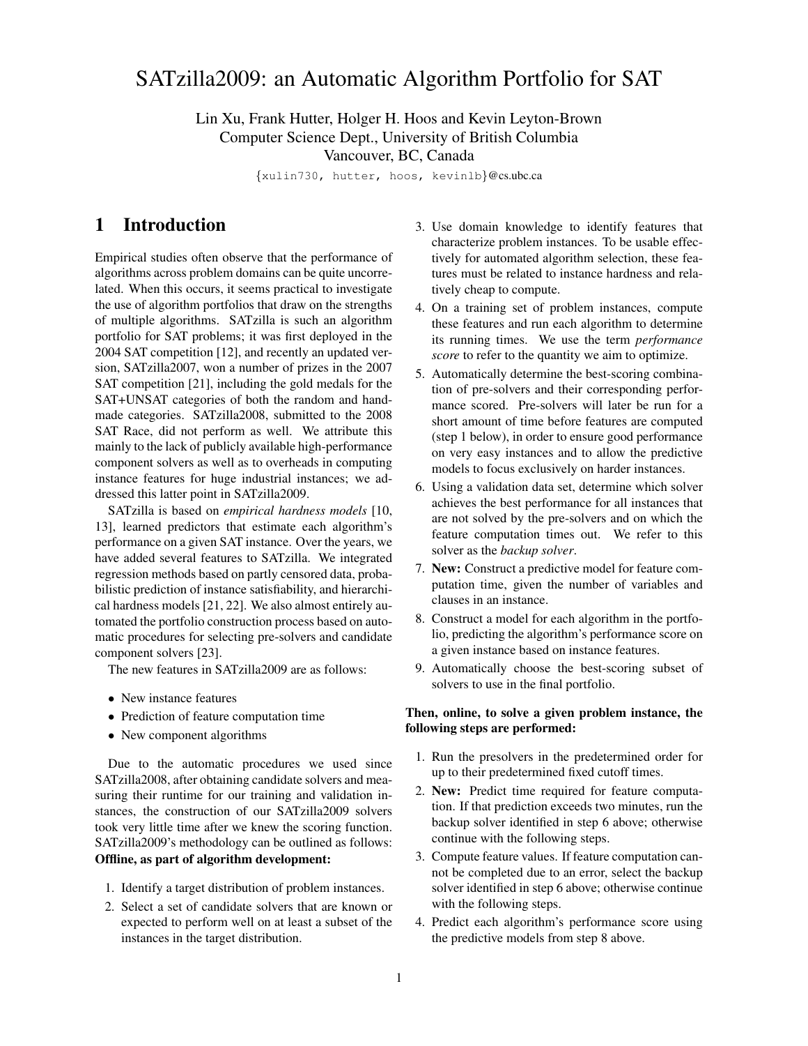# SATzilla2009: an Automatic Algorithm Portfolio for SAT

Lin Xu, Frank Hutter, Holger H. Hoos and Kevin Leyton-Brown
Computer Science Dept., University of British Columbia
Vancouver, BC, Canada

{xulin730, hutter, hoos, kevinlb}@cs.ubc.ca

## 1 Introduction

Empirical studies often observe that the performance of algorithms across problem domains can be quite uncorrelated. When this occurs, it seems practical to investigate the use of algorithm portfolios that draw on the strengths of multiple algorithms. SATzilla is such an algorithm portfolio for SAT problems; it was first deployed in the 2004 SAT competition [12], and recently an updated version, SATzilla2007, won a number of prizes in the 2007 SAT competition [21], including the gold medals for the SAT+UNSAT categories of both the random and handmade categories. SATzilla2008, submitted to the 2008 SAT Race, did not perform as well. We attribute this mainly to the lack of publicly available high-performance component solvers as well as to overheads in computing instance features for huge industrial instances; we addressed this latter point in SATzilla2009.

SATzilla is based on *empirical hardness models* [10, 13], learned predictors that estimate each algorithm's performance on a given SAT instance. Over the years, we have added several features to SATzilla. We integrated regression methods based on partly censored data, probabilistic prediction of instance satisfiability, and hierarchical hardness models [21, 22]. We also almost entirely automated the portfolio construction process based on automatic procedures for selecting pre-solvers and candidate component solvers [23].

The new features in SATzilla2009 are as follows:

- New instance features
- Prediction of feature computation time
- New component algorithms

Due to the automatic procedures we used since SATzilla2008, after obtaining candidate solvers and measuring their runtime for our training and validation instances, the construction of our SATzilla2009 solvers took very little time after we knew the scoring function. SATzilla2009's methodology can be outlined as follows:

**Offline, as part of algorithm development:**

1. Identify a target distribution of problem instances.
2. Select a set of candidate solvers that are known or expected to perform well on at least a subset of the instances in the target distribution.
3. Use domain knowledge to identify features that characterize problem instances. To be usable effectively for automated algorithm selection, these features must be related to instance hardness and relatively cheap to compute.
4. On a training set of problem instances, compute these features and run each algorithm to determine its running times. We use the term *performance score* to refer to the quantity we aim to optimize.
5. Automatically determine the best-scoring combination of pre-solvers and their corresponding performance scored. Pre-solvers will later be run for a short amount of time before features are computed (step 1 below), in order to ensure good performance on very easy instances and to allow the predictive models to focus exclusively on harder instances.
6. Using a validation data set, determine which solver achieves the best performance for all instances that are not solved by the pre-solvers and on which the feature computation times out. We refer to this solver as the *backup solver*.
7. **New:** Construct a predictive model for feature computation time, given the number of variables and clauses in an instance.
8. Construct a model for each algorithm in the portfolio, predicting the algorithm's performance score on a given instance based on instance features.
9. Automatically choose the best-scoring subset of solvers to use in the final portfolio.

**Then, online, to solve a given problem instance, the following steps are performed:**

1. Run the presolvers in the predetermined order for up to their predetermined fixed cutoff times.
2. **New:** Predict time required for feature computation. If that prediction exceeds two minutes, run the backup solver identified in step 6 above; otherwise continue with the following steps.
3. Compute feature values. If feature computation cannot be completed due to an error, select the backup solver identified in step 6 above; otherwise continue with the following steps.
4. Predict each algorithm's performance score using the predictive models from step 8 above.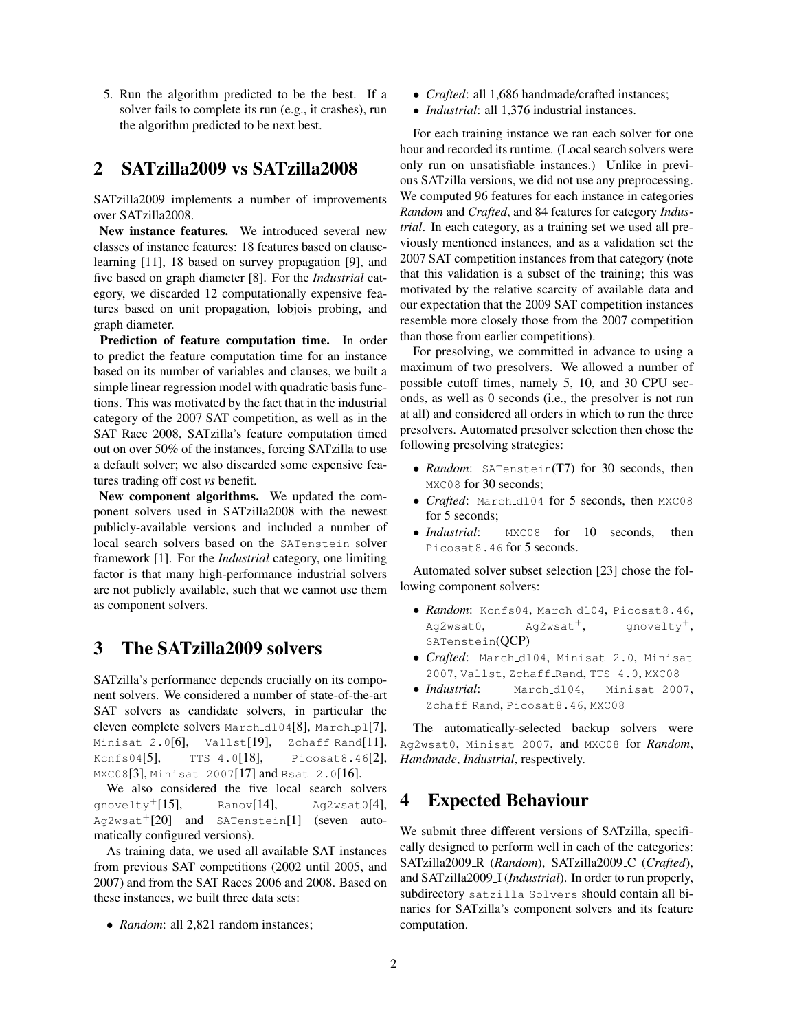5. Run the algorithm predicted to be the best. If a solver fails to complete its run (e.g., it crashes), run the algorithm predicted to be next best.

## 2 SATzilla2009 vs SATzilla2008

SATzilla2009 implements a number of improvements over SATzilla2008.

**New instance features.** We introduced several new classes of instance features: 18 features based on clause-learning [11], 18 based on survey propagation [9], and five based on graph diameter [8]. For the *Industrial* category, we discarded 12 computationally expensive features based on unit propagation, lobjois probing, and graph diameter.

**Prediction of feature computation time.** In order to predict the feature computation time for an instance based on its number of variables and clauses, we built a simple linear regression model with quadratic basis functions. This was motivated by the fact that in the industrial category of the 2007 SAT competition, as well as in the SAT Race 2008, SATzilla's feature computation timed out on over 50% of the instances, forcing SATzilla to use a default solver; we also discarded some expensive features trading off cost *vs* benefit.

**New component algorithms.** We updated the component solvers used in SATzilla2008 with the newest publicly-available versions and included a number of local search solvers based on the `SATenstein` solver framework [1]. For the *Industrial* category, one limiting factor is that many high-performance industrial solvers are not publicly available, such that we cannot use them as component solvers.

## 3 The SATzilla2009 solvers

SATzilla's performance depends crucially on its component solvers. We considered a number of state-of-the-art SAT solvers as candidate solvers, in particular the eleven complete solvers `March_dl04`[8], `March_pl`[7], `Minisat 2.0`[6], `Vallst`[19], `Zchaff_Rand`[11], `Kcnfs04`[5], `TTS 4.0`[18], `Picosat8.46`[2], `MXC08`[3], `Minisat 2007`[17] and `Rsat 2.0`[16].

We also considered the five local search solvers `gnovelty`$^+$[15], `Ranov`[14], `Ag2wsat0`[4], `Ag2wsat`$^+$[20] and `SATenstein`[1] (seven automatically configured versions).

As training data, we used all available SAT instances from previous SAT competitions (2002 until 2005, and 2007) and from the SAT Races 2006 and 2008. Based on these instances, we built three data sets:

- *Random*: all 2,821 random instances;
- *Crafted*: all 1,686 handmade/crafted instances;
- *Industrial*: all 1,376 industrial instances.

For each training instance we ran each solver for one hour and recorded its runtime. (Local search solvers were only run on unsatisfiable instances.) Unlike in previous SATzilla versions, we did not use any preprocessing. We computed 96 features for each instance in categories *Random* and *Crafted*, and 84 features for category *Industrial*. In each category, as a training set we used all previously mentioned instances, and as a validation set the 2007 SAT competition instances from that category (note that this validation is a subset of the training; this was motivated by the relative scarcity of available data and our expectation that the 2009 SAT competition instances resemble more closely those from the 2007 competition than those from earlier competitions).

For presolving, we committed in advance to using a maximum of two presolvers. We allowed a number of possible cutoff times, namely 5, 10, and 30 CPU seconds, as well as 0 seconds (i.e., the presolver is not run at all) and considered all orders in which to run the three presolvers. Automated presolver selection then chose the following presolving strategies:

- *Random*: `SATenstein`(T7) for 30 seconds, then `MXC08` for 30 seconds;
- *Crafted*: `March_dl04` for 5 seconds, then `MXC08` for 5 seconds;
- *Industrial*: `MXC08` for 10 seconds, then `Picosat8.46` for 5 seconds.

Automated solver subset selection [23] chose the following component solvers:

- *Random*: `Kcnfs04`, `March_dl04`, `Picosat8.46`, `Ag2wsat0`, `Ag2wsat`$^+$, `gnovelty`$^+$, `SATenstein`(QCP)
- *Crafted*: `March_dl04`, `Minisat 2.0`, `Minisat 2007`, `Vallst`, `Zchaff_Rand`, `TTS 4.0`, `MXC08`
- *Industrial*: `March_dl04`, `Minisat 2007`, `Zchaff_Rand`, `Picosat8.46`, `MXC08`

The automatically-selected backup solvers were `Ag2wsat0`, `Minisat 2007`, and `MXC08` for *Random*, *Handmade*, *Industrial*, respectively.

## 4 Expected Behaviour

We submit three different versions of SATzilla, specifically designed to perform well in each of the categories: SATzilla2009_R (*Random*), SATzilla2009_C (*Crafted*), and SATzilla2009_I (*Industrial*). In order to run properly, subdirectory `satzilla_Solvers` should contain all binaries for SATzilla's component solvers and its feature computation.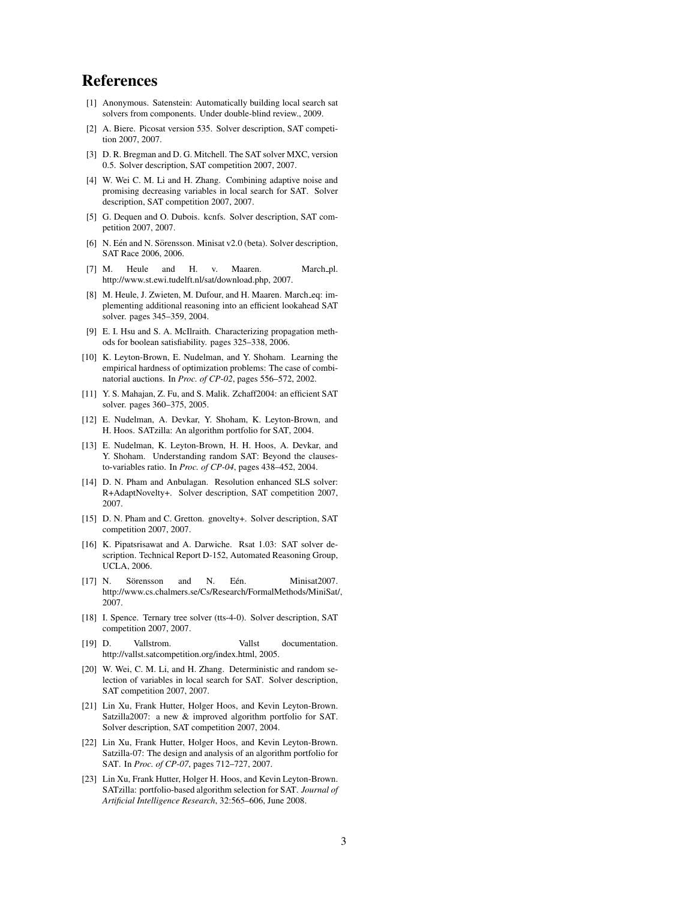# References

[1] Anonymous. Satenstein: Automatically building local search sat solvers from components. Under double-blind review., 2009.

[2] A. Biere. Picosat version 535. Solver description, SAT competition 2007, 2007.

[3] D. R. Bregman and D. G. Mitchell. The SAT solver MXC, version 0.5. Solver description, SAT competition 2007, 2007.

[4] W. Wei C. M. Li and H. Zhang. Combining adaptive noise and promising decreasing variables in local search for SAT. Solver description, SAT competition 2007, 2007.

[5] G. Dequen and O. Dubois. kcnfs. Solver description, SAT competition 2007, 2007.

[6] N. Eén and N. Sörensson. Minisat v2.0 (beta). Solver description, SAT Race 2006, 2006.

[7] M. Heule and H. v. Maaren. March_pl. http://www.st.ewi.tudelft.nl/sat/download.php, 2007.

[8] M. Heule, J. Zwieten, M. Dufour, and H. Maaren. March_eq: implementing additional reasoning into an efficient lookahead SAT solver. pages 345–359, 2004.

[9] E. I. Hsu and S. A. McIlraith. Characterizing propagation methods for boolean satisfiability. pages 325–338, 2006.

[10] K. Leyton-Brown, E. Nudelman, and Y. Shoham. Learning the empirical hardness of optimization problems: The case of combinatorial auctions. In *Proc. of CP-02*, pages 556–572, 2002.

[11] Y. S. Mahajan, Z. Fu, and S. Malik. Zchaff2004: an efficient SAT solver. pages 360–375, 2005.

[12] E. Nudelman, A. Devkar, Y. Shoham, K. Leyton-Brown, and H. Hoos. SATzilla: An algorithm portfolio for SAT, 2004.

[13] E. Nudelman, K. Leyton-Brown, H. H. Hoos, A. Devkar, and Y. Shoham. Understanding random SAT: Beyond the clauses-to-variables ratio. In *Proc. of CP-04*, pages 438–452, 2004.

[14] D. N. Pham and Anbulagan. Resolution enhanced SLS solver: R+AdaptNovelty+. Solver description, SAT competition 2007, 2007.

[15] D. N. Pham and C. Gretton. gnovelty+. Solver description, SAT competition 2007, 2007.

[16] K. Pipatsrisawat and A. Darwiche. Rsat 1.03: SAT solver description. Technical Report D-152, Automated Reasoning Group, UCLA, 2006.

[17] N. Sörensson and N. Eén. Minisat2007. http://www.cs.chalmers.se/Cs/Research/FormalMethods/MiniSat/, 2007.

[18] I. Spence. Ternary tree solver (tts-4-0). Solver description, SAT competition 2007, 2007.

[19] D. Vallstrom. Vallst documentation. http://vallst.satcompetition.org/index.html, 2005.

[20] W. Wei, C. M. Li, and H. Zhang. Deterministic and random selection of variables in local search for SAT. Solver description, SAT competition 2007, 2007.

[21] Lin Xu, Frank Hutter, Holger Hoos, and Kevin Leyton-Brown. Satzilla2007: a new & improved algorithm portfolio for SAT. Solver description, SAT competition 2007, 2004.

[22] Lin Xu, Frank Hutter, Holger Hoos, and Kevin Leyton-Brown. Satzilla-07: The design and analysis of an algorithm portfolio for SAT. In *Proc. of CP-07*, pages 712–727, 2007.

[23] Lin Xu, Frank Hutter, Holger H. Hoos, and Kevin Leyton-Brown. SATzilla: portfolio-based algorithm selection for SAT. *Journal of Artificial Intelligence Research*, 32:565–606, June 2008.